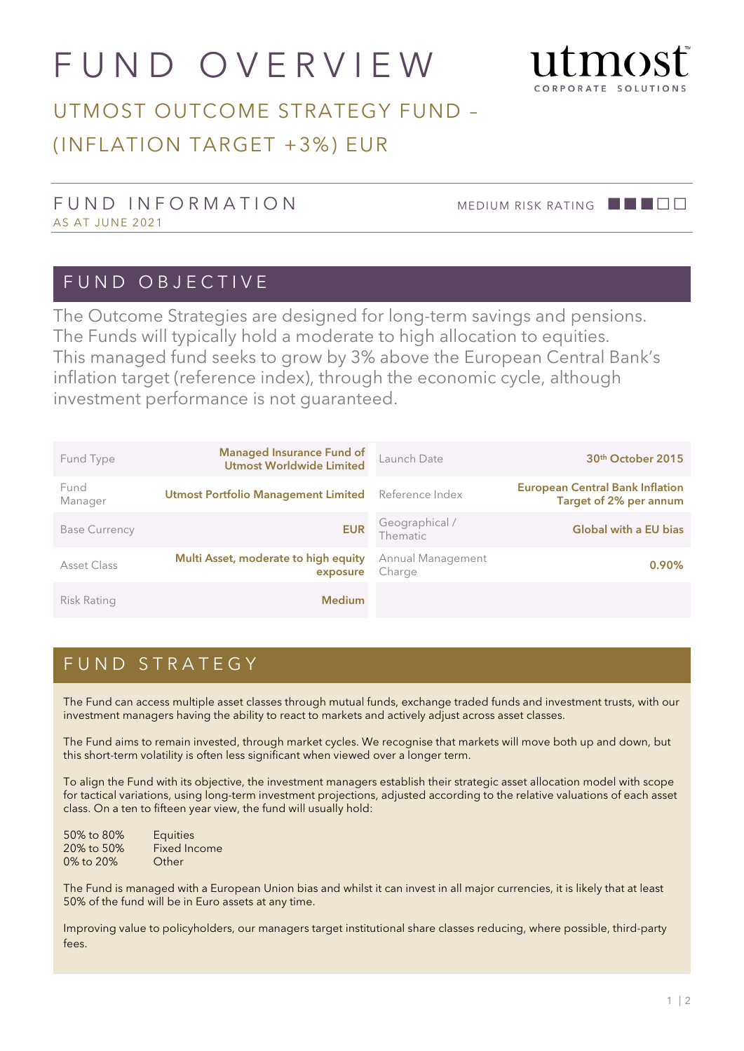# FUND OVERVIEW

## UTMOST OUTCOME STRATEGY FUND – (INFLATION TARGET +3%) EUR

utmost CORPORATE SOLUTIONS

## FUND INFORMATION

AS AT JUNE 2021

MEDIUM RISK RATING

## FUND OBJECTIVE

The Outcome Strategies are designed for long-term savings and pensions. The Funds will typically hold a moderate to high allocation to equities. This managed fund seeks to grow by 3% above the European Central Bank's inflation target (reference index), through the economic cycle, although investment performance is not guaranteed.

| | | | |
|---|---|---|---|
| Fund Type | **Managed Insurance Fund of Utmost Worldwide Limited** | Launch Date | **30th October 2015** |
| Fund Manager | **Utmost Portfolio Management Limited** | Reference Index | **European Central Bank Inflation Target of 2% per annum** |
| Base Currency | **EUR** | Geographical / Thematic | **Global with a EU bias** |
| Asset Class | **Multi Asset, moderate to high equity exposure** | Annual Management Charge | **0.90%** |
| Risk Rating | **Medium** | | |

## FUND STRATEGY

The Fund can access multiple asset classes through mutual funds, exchange traded funds and investment trusts, with our investment managers having the ability to react to markets and actively adjust across asset classes.

The Fund aims to remain invested, through market cycles. We recognise that markets will move both up and down, but this short-term volatility is often less significant when viewed over a longer term.

To align the Fund with its objective, the investment managers establish their strategic asset allocation model with scope for tactical variations, using long-term investment projections, adjusted according to the relative valuations of each asset class. On a ten to fifteen year view, the fund will usually hold:

| | |
|---|---|
| 50% to 80% | Equities |
| 20% to 50% | Fixed Income |
| 0% to 20% | Other |

The Fund is managed with a European Union bias and whilst it can invest in all major currencies, it is likely that at least 50% of the fund will be in Euro assets at any time.

Improving value to policyholders, our managers target institutional share classes reducing, where possible, third-party fees.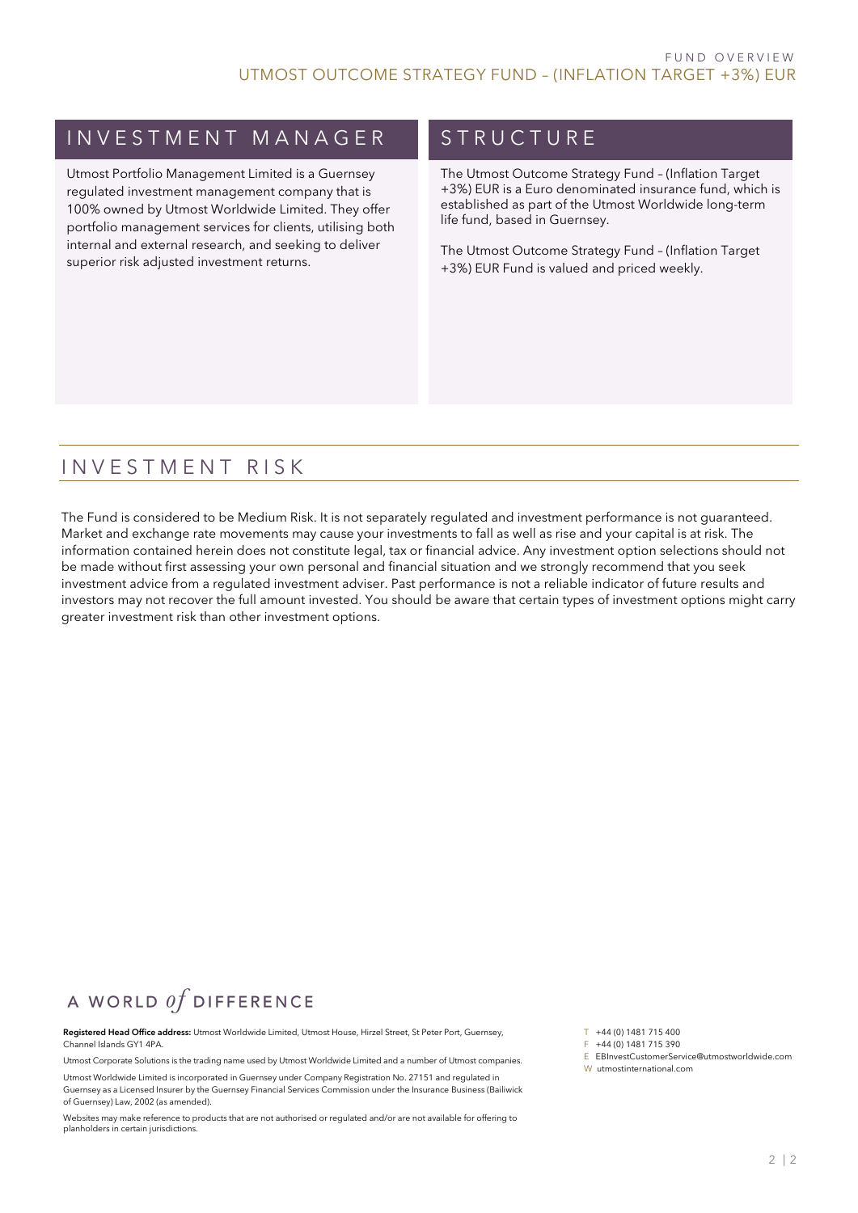## INVESTMENT MANAGER

Utmost Portfolio Management Limited is a Guernsey regulated investment management company that is 100% owned by Utmost Worldwide Limited. They offer portfolio management services for clients, utilising both internal and external research, and seeking to deliver superior risk adjusted investment returns.

## STRUCTURE

The Utmost Outcome Strategy Fund – (Inflation Target +3%) EUR is a Euro denominated insurance fund, which is established as part of the Utmost Worldwide long-term life fund, based in Guernsey.

The Utmost Outcome Strategy Fund – (Inflation Target +3%) EUR Fund is valued and priced weekly.

## INVESTMENT RISK

The Fund is considered to be Medium Risk. It is not separately regulated and investment performance is not guaranteed. Market and exchange rate movements may cause your investments to fall as well as rise and your capital is at risk. The information contained herein does not constitute legal, tax or financial advice. Any investment option selections should not be made without first assessing your own personal and financial situation and we strongly recommend that you seek investment advice from a regulated investment adviser. Past performance is not a reliable indicator of future results and investors may not recover the full amount invested. You should be aware that certain types of investment options might carry greater investment risk than other investment options.

A WORLD *of* DIFFERENCE

**Registered Head Office address:** Utmost Worldwide Limited, Utmost House, Hirzel Street, St Peter Port, Guernsey, Channel Islands GY1 4PA.

Utmost Corporate Solutions is the trading name used by Utmost Worldwide Limited and a number of Utmost companies.

Utmost Worldwide Limited is incorporated in Guernsey under Company Registration No. 27151 and regulated in Guernsey as a Licensed Insurer by the Guernsey Financial Services Commission under the Insurance Business (Bailiwick of Guernsey) Law, 2002 (as amended).

Websites may make reference to products that are not authorised or regulated and/or are not available for offering to planholders in certain jurisdictions.

T +44 (0) 1481 715 400
F +44 (0) 1481 715 390
E EBInvestCustomerService@utmostworldwide.com
W utmostinternational.com